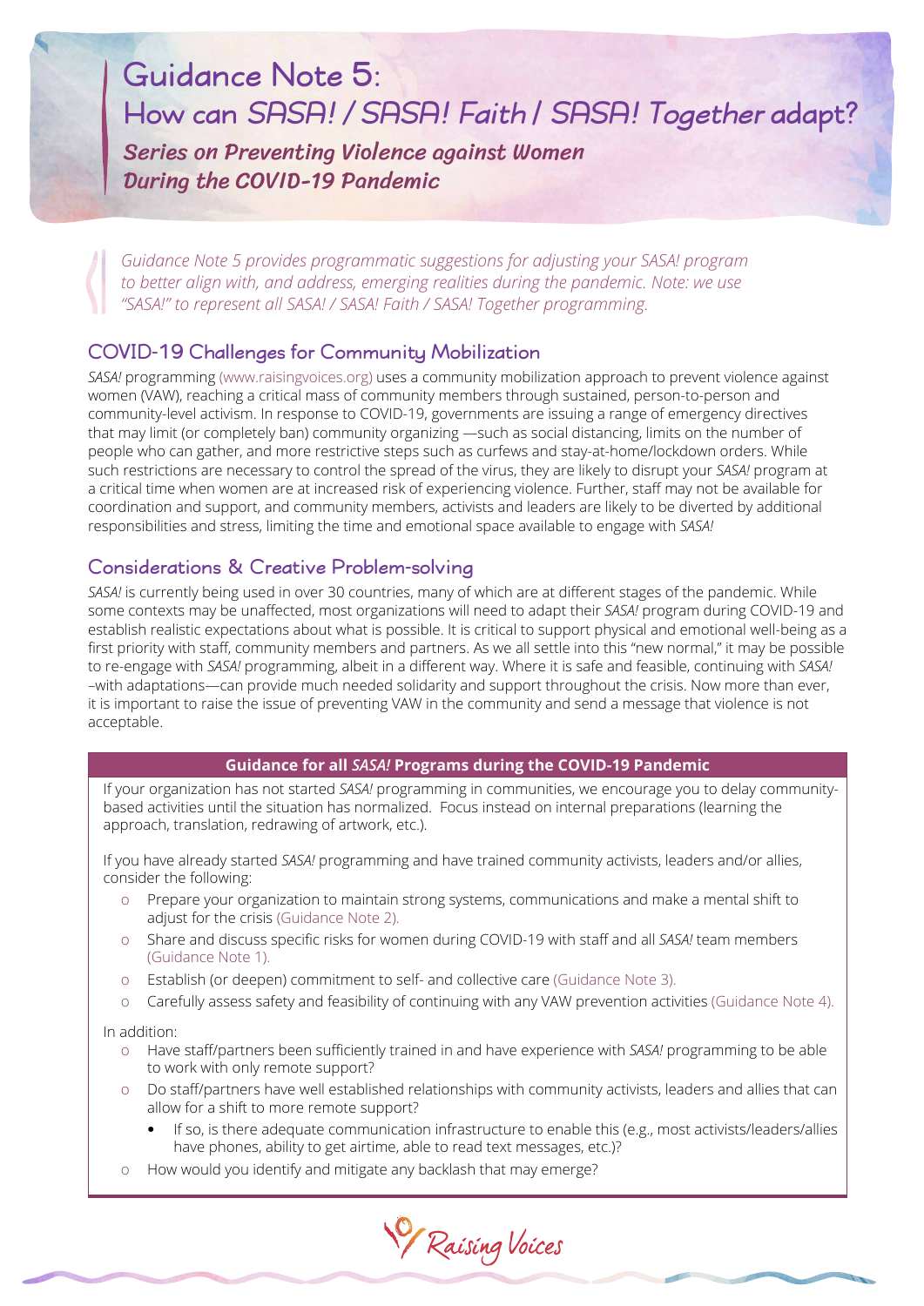# Guidance Note 5: How can *SASA! / SASA! Faith / SASA! Together* adapt?

## *Series on Preventing Violence against Women During the COVID-19 Pandemic*

*Guidance Note 5 provides programmatic suggestions for adjusting your SASA! program to better align with, and address, emerging realities during the pandemic. Note: we use "SASA!" to represent all SASA! / SASA! Faith / SASA! Together programming.*

## COVID-19 Challenges for Community Mobilization

*SASA!* programming (www.raisingvoices.org) uses a community mobilization approach to prevent violence against women (VAW), reaching a critical mass of community members through sustained, person-to-person and community-level activism. In response to COVID-19, governments are issuing a range of emergency directives that may limit (or completely ban) community organizing —such as social distancing, limits on the number of people who can gather, and more restrictive steps such as curfews and stay-at-home/lockdown orders. While such restrictions are necessary to control the spread of the virus, they are likely to disrupt your *SASA!* program at a critical time when women are at increased risk of experiencing violence. Further, staff may not be available for coordination and support, and community members, activists and leaders are likely to be diverted by additional responsibilities and stress, limiting the time and emotional space available to engage with *SASA!*

## Considerations & Creative Problem-solving

*SASA!* is currently being used in over 30 countries, many of which are at different stages of the pandemic. While some contexts may be unaffected, most organizations will need to adapt their *SASA!* program during COVID-19 and establish realistic expectations about what is possible. It is critical to support physical and emotional well-being as a first priority with staff, community members and partners. As we all settle into this "new normal," it may be possible to re-engage with *SASA!* programming, albeit in a different way. Where it is safe and feasible, continuing with *SASA!* –with adaptations—can provide much needed solidarity and support throughout the crisis. Now more than ever, it is important to raise the issue of preventing VAW in the community and send a message that violence is not acceptable.

**Guidance for all *SASA!* Programs during the COVID-19 Pandemic**

If your organization has not started *SASA!* programming in communities, we encourage you to delay community-based activities until the situation has normalized. Focus instead on internal preparations (learning the approach, translation, redrawing of artwork, etc.).

If you have already started *SASA!* programming and have trained community activists, leaders and/or allies, consider the following:

- Prepare your organization to maintain strong systems, communications and make a mental shift to adjust for the crisis (Guidance Note 2).
- Share and discuss specific risks for women during COVID-19 with staff and all *SASA!* team members (Guidance Note 1).
- Establish (or deepen) commitment to self- and collective care (Guidance Note 3).
- Carefully assess safety and feasibility of continuing with any VAW prevention activities (Guidance Note 4).

In addition:

- Have staff/partners been sufficiently trained in and have experience with *SASA!* programming to be able to work with only remote support?
- Do staff/partners have well established relationships with community activists, leaders and allies that can allow for a shift to more remote support?
  - If so, is there adequate communication infrastructure to enable this (e.g., most activists/leaders/allies have phones, ability to get airtime, able to read text messages, etc.)?
- How would you identify and mitigate any backlash that may emerge?

Raising Voices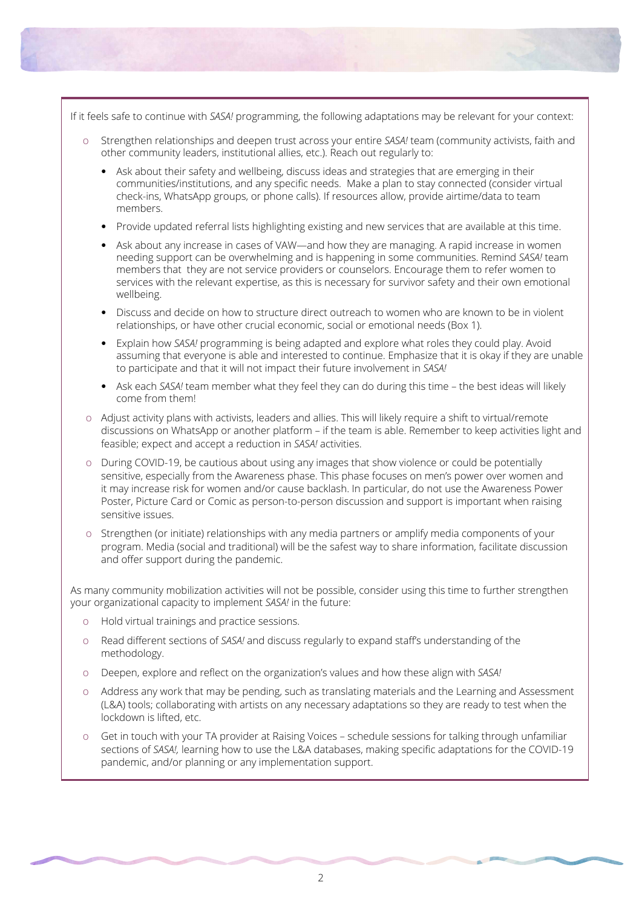If it feels safe to continue with *SASA!* programming, the following adaptations may be relevant for your context:

- Strengthen relationships and deepen trust across your entire *SASA!* team (community activists, faith and other community leaders, institutional allies, etc.). Reach out regularly to:
  - Ask about their safety and wellbeing, discuss ideas and strategies that are emerging in their communities/institutions, and any specific needs. Make a plan to stay connected (consider virtual check-ins, WhatsApp groups, or phone calls). If resources allow, provide airtime/data to team members.
  - Provide updated referral lists highlighting existing and new services that are available at this time.
  - Ask about any increase in cases of VAW—and how they are managing. A rapid increase in women needing support can be overwhelming and is happening in some communities. Remind *SASA!* team members that they are not service providers or counselors. Encourage them to refer women to services with the relevant expertise, as this is necessary for survivor safety and their own emotional wellbeing.
  - Discuss and decide on how to structure direct outreach to women who are known to be in violent relationships, or have other crucial economic, social or emotional needs (Box 1).
  - Explain how *SASA!* programming is being adapted and explore what roles they could play. Avoid assuming that everyone is able and interested to continue. Emphasize that it is okay if they are unable to participate and that it will not impact their future involvement in *SASA!*
  - Ask each *SASA!* team member what they feel they can do during this time – the best ideas will likely come from them!
- Adjust activity plans with activists, leaders and allies. This will likely require a shift to virtual/remote discussions on WhatsApp or another platform – if the team is able. Remember to keep activities light and feasible; expect and accept a reduction in *SASA!* activities.
- During COVID-19, be cautious about using any images that show violence or could be potentially sensitive, especially from the Awareness phase. This phase focuses on men's power over women and it may increase risk for women and/or cause backlash. In particular, do not use the Awareness Power Poster, Picture Card or Comic as person-to-person discussion and support is important when raising sensitive issues.
- Strengthen (or initiate) relationships with any media partners or amplify media components of your program. Media (social and traditional) will be the safest way to share information, facilitate discussion and offer support during the pandemic.

As many community mobilization activities will not be possible, consider using this time to further strengthen your organizational capacity to implement *SASA!* in the future:

- Hold virtual trainings and practice sessions.
- Read different sections of *SASA!* and discuss regularly to expand staff's understanding of the methodology.
- Deepen, explore and reflect on the organization's values and how these align with *SASA!*
- Address any work that may be pending, such as translating materials and the Learning and Assessment (L&A) tools; collaborating with artists on any necessary adaptations so they are ready to test when the lockdown is lifted, etc.
- Get in touch with your TA provider at Raising Voices – schedule sessions for talking through unfamiliar sections of *SASA!,* learning how to use the L&A databases, making specific adaptations for the COVID-19 pandemic, and/or planning or any implementation support.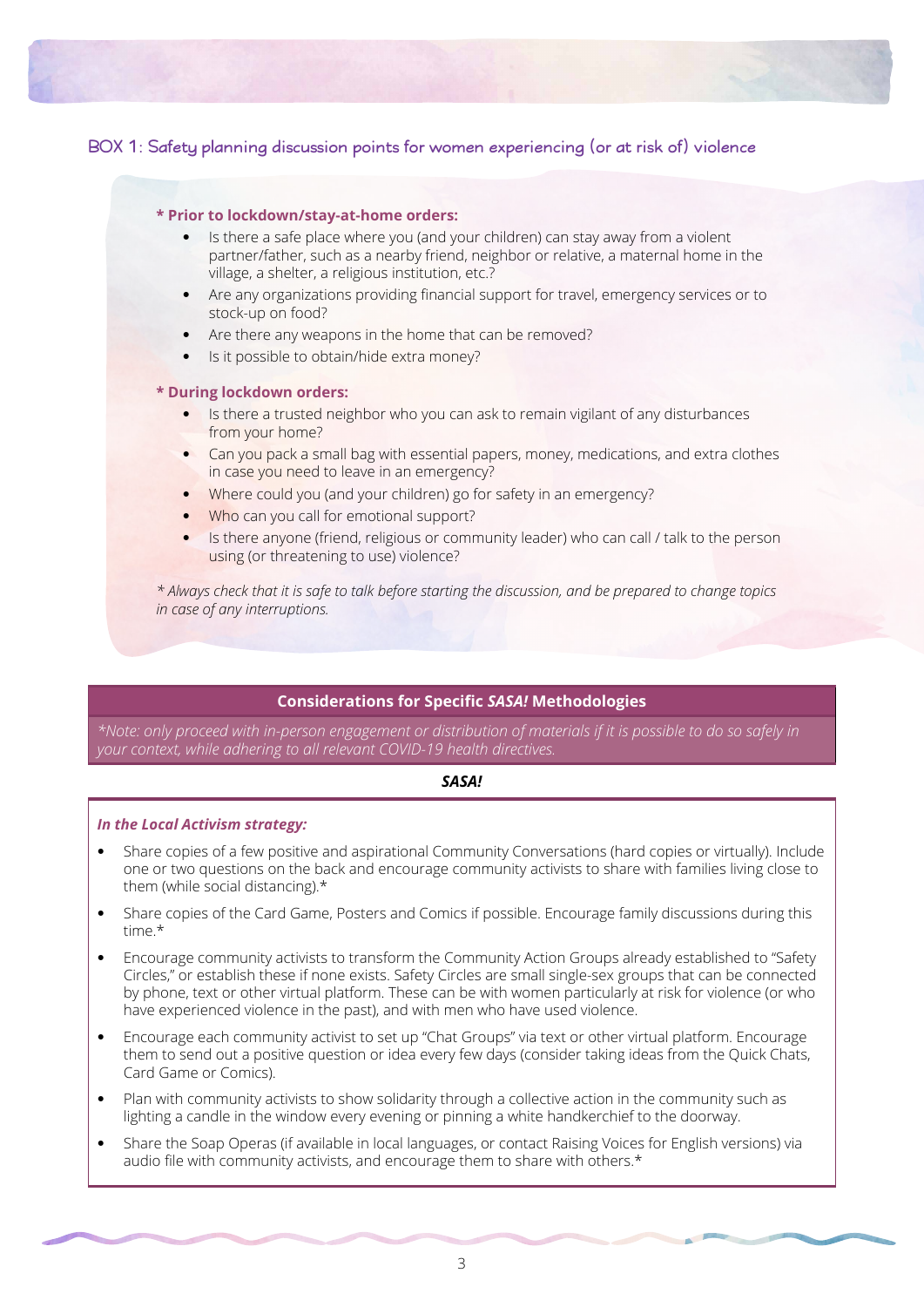## BOX 1: Safety planning discussion points for women experiencing (or at risk of) violence

**\* Prior to lockdown/stay-at-home orders:**

- Is there a safe place where you (and your children) can stay away from a violent partner/father, such as a nearby friend, neighbor or relative, a maternal home in the village, a shelter, a religious institution, etc.?
- Are any organizations providing financial support for travel, emergency services or to stock-up on food?
- Are there any weapons in the home that can be removed?
- Is it possible to obtain/hide extra money?

**\* During lockdown orders:**

- Is there a trusted neighbor who you can ask to remain vigilant of any disturbances from your home?
- Can you pack a small bag with essential papers, money, medications, and extra clothes in case you need to leave in an emergency?
- Where could you (and your children) go for safety in an emergency?
- Who can you call for emotional support?
- Is there anyone (friend, religious or community leader) who can call / talk to the person using (or threatening to use) violence?

*\* Always check that it is safe to talk before starting the discussion, and be prepared to change topics in case of any interruptions.*

### Considerations for Specific *SASA!* Methodologies

*\*Note: only proceed with in-person engagement or distribution of materials if it is possible to do so safely in your context, while adhering to all relevant COVID-19 health directives.*

***SASA!***

***In the Local Activism strategy:***

- Share copies of a few positive and aspirational Community Conversations (hard copies or virtually). Include one or two questions on the back and encourage community activists to share with families living close to them (while social distancing).*
- Share copies of the Card Game, Posters and Comics if possible. Encourage family discussions during this time.*
- Encourage community activists to transform the Community Action Groups already established to "Safety Circles," or establish these if none exists. Safety Circles are small single-sex groups that can be connected by phone, text or other virtual platform. These can be with women particularly at risk for violence (or who have experienced violence in the past), and with men who have used violence.
- Encourage each community activist to set up "Chat Groups" via text or other virtual platform. Encourage them to send out a positive question or idea every few days (consider taking ideas from the Quick Chats, Card Game or Comics).
- Plan with community activists to show solidarity through a collective action in the community such as lighting a candle in the window every evening or pinning a white handkerchief to the doorway.
- Share the Soap Operas (if available in local languages, or contact Raising Voices for English versions) via audio file with community activists, and encourage them to share with others.*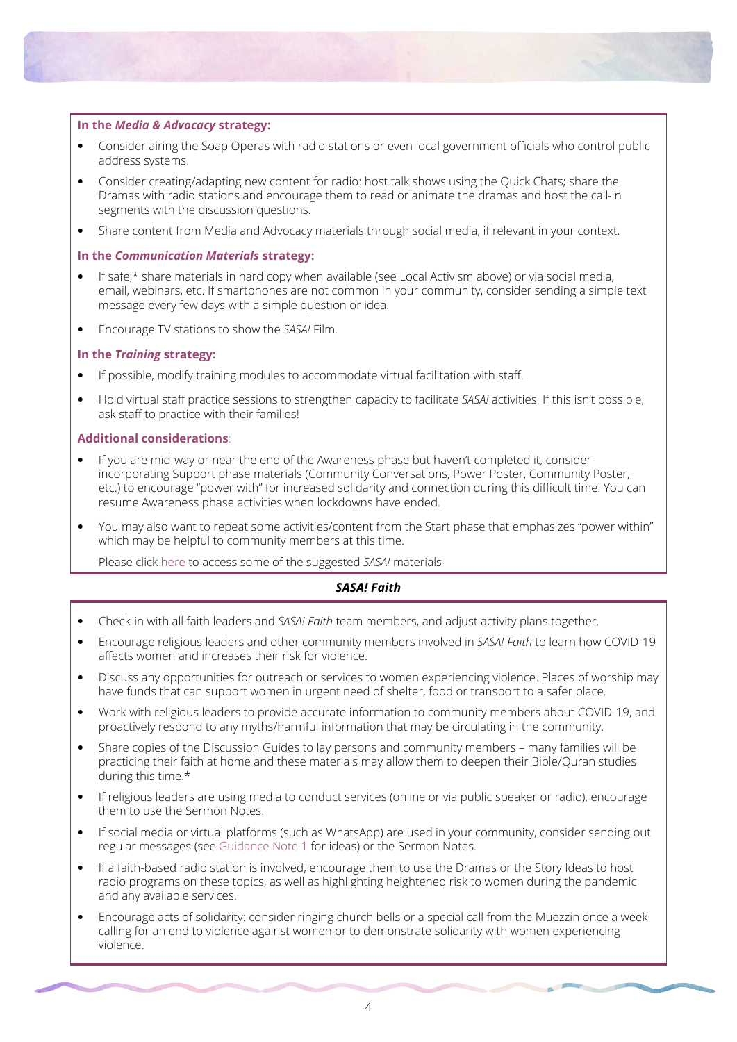**In the *Media & Advocacy* strategy:**

- Consider airing the Soap Operas with radio stations or even local government officials who control public address systems.
- Consider creating/adapting new content for radio: host talk shows using the Quick Chats; share the Dramas with radio stations and encourage them to read or animate the dramas and host the call-in segments with the discussion questions.
- Share content from Media and Advocacy materials through social media, if relevant in your context.

**In the *Communication Materials* strategy:**

- If safe,* share materials in hard copy when available (see Local Activism above) or via social media, email, webinars, etc. If smartphones are not common in your community, consider sending a simple text message every few days with a simple question or idea.
- Encourage TV stations to show the *SASA!* Film.

**In the *Training* strategy:**

- If possible, modify training modules to accommodate virtual facilitation with staff.
- Hold virtual staff practice sessions to strengthen capacity to facilitate *SASA!* activities. If this isn't possible, ask staff to practice with their families!

**Additional considerations**:

- If you are mid-way or near the end of the Awareness phase but haven't completed it, consider incorporating Support phase materials (Community Conversations, Power Poster, Community Poster, etc.) to encourage "power with" for increased solidarity and connection during this difficult time. You can resume Awareness phase activities when lockdowns have ended.
- You may also want to repeat some activities/content from the Start phase that emphasizes "power within" which may be helpful to community members at this time.

  Please click here to access some of the suggested *SASA!* materials

## *SASA! Faith*

- Check-in with all faith leaders and *SASA! Faith* team members, and adjust activity plans together.
- Encourage religious leaders and other community members involved in *SASA! Faith* to learn how COVID-19 affects women and increases their risk for violence.
- Discuss any opportunities for outreach or services to women experiencing violence. Places of worship may have funds that can support women in urgent need of shelter, food or transport to a safer place.
- Work with religious leaders to provide accurate information to community members about COVID-19, and proactively respond to any myths/harmful information that may be circulating in the community.
- Share copies of the Discussion Guides to lay persons and community members – many families will be practicing their faith at home and these materials may allow them to deepen their Bible/Quran studies during this time.*
- If religious leaders are using media to conduct services (online or via public speaker or radio), encourage them to use the Sermon Notes.
- If social media or virtual platforms (such as WhatsApp) are used in your community, consider sending out regular messages (see Guidance Note 1 for ideas) or the Sermon Notes.
- If a faith-based radio station is involved, encourage them to use the Dramas or the Story Ideas to host radio programs on these topics, as well as highlighting heightened risk to women during the pandemic and any available services.
- Encourage acts of solidarity: consider ringing church bells or a special call from the Muezzin once a week calling for an end to violence against women or to demonstrate solidarity with women experiencing violence.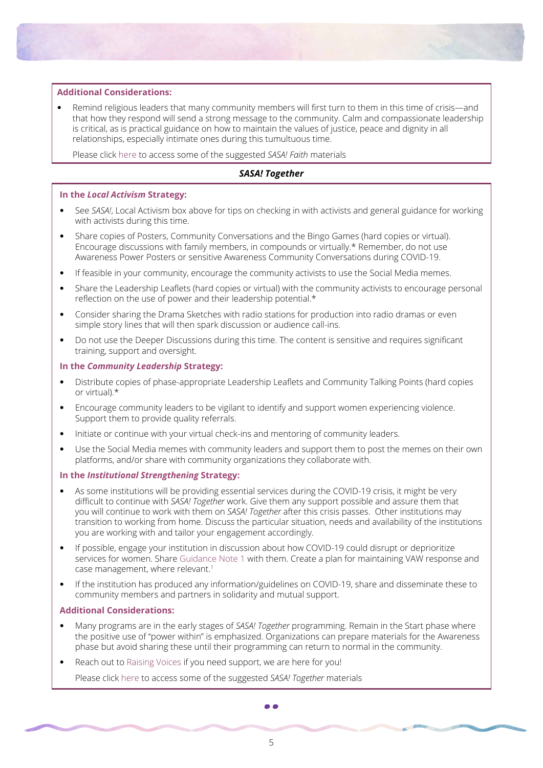**Additional Considerations:**

- Remind religious leaders that many community members will first turn to them in this time of crisis—and that how they respond will send a strong message to the community. Calm and compassionate leadership is critical, as is practical guidance on how to maintain the values of justice, peace and dignity in all relationships, especially intimate ones during this tumultuous time.

  Please click here to access some of the suggested *SASA! Faith* materials

### *SASA! Together*

**In the *Local Activism* Strategy:**

- See *SASA!*, Local Activism box above for tips on checking in with activists and general guidance for working with activists during this time.
- Share copies of Posters, Community Conversations and the Bingo Games (hard copies or virtual). Encourage discussions with family members, in compounds or virtually.* Remember, do not use Awareness Power Posters or sensitive Awareness Community Conversations during COVID-19.
- If feasible in your community, encourage the community activists to use the Social Media memes.
- Share the Leadership Leaflets (hard copies or virtual) with the community activists to encourage personal reflection on the use of power and their leadership potential.*
- Consider sharing the Drama Sketches with radio stations for production into radio dramas or even simple story lines that will then spark discussion or audience call-ins.
- Do not use the Deeper Discussions during this time. The content is sensitive and requires significant training, support and oversight.

**In the *Community Leadership* Strategy:**

- Distribute copies of phase-appropriate Leadership Leaflets and Community Talking Points (hard copies or virtual).*
- Encourage community leaders to be vigilant to identify and support women experiencing violence. Support them to provide quality referrals.
- Initiate or continue with your virtual check-ins and mentoring of community leaders.
- Use the Social Media memes with community leaders and support them to post the memes on their own platforms, and/or share with community organizations they collaborate with.

**In the *Institutional Strengthening* Strategy:**

- As some institutions will be providing essential services during the COVID-19 crisis, it might be very difficult to continue with *SASA! Together* work. Give them any support possible and assure them that you will continue to work with them on *SASA! Together* after this crisis passes. Other institutions may transition to working from home. Discuss the particular situation, needs and availability of the institutions you are working with and tailor your engagement accordingly.
- If possible, engage your institution in discussion about how COVID-19 could disrupt or deprioritize services for women. Share Guidance Note 1 with them. Create a plan for maintaining VAW response and case management, where relevant.[1]
- If the institution has produced any information/guidelines on COVID-19, share and disseminate these to community members and partners in solidarity and mutual support.

**Additional Considerations:**

- Many programs are in the early stages of *SASA! Together* programming. Remain in the Start phase where the positive use of "power within" is emphasized. Organizations can prepare materials for the Awareness phase but avoid sharing these until their programming can return to normal in the community.
- Reach out to Raising Voices if you need support, we are here for you!

  Please click here to access some of the suggested *SASA! Together* materials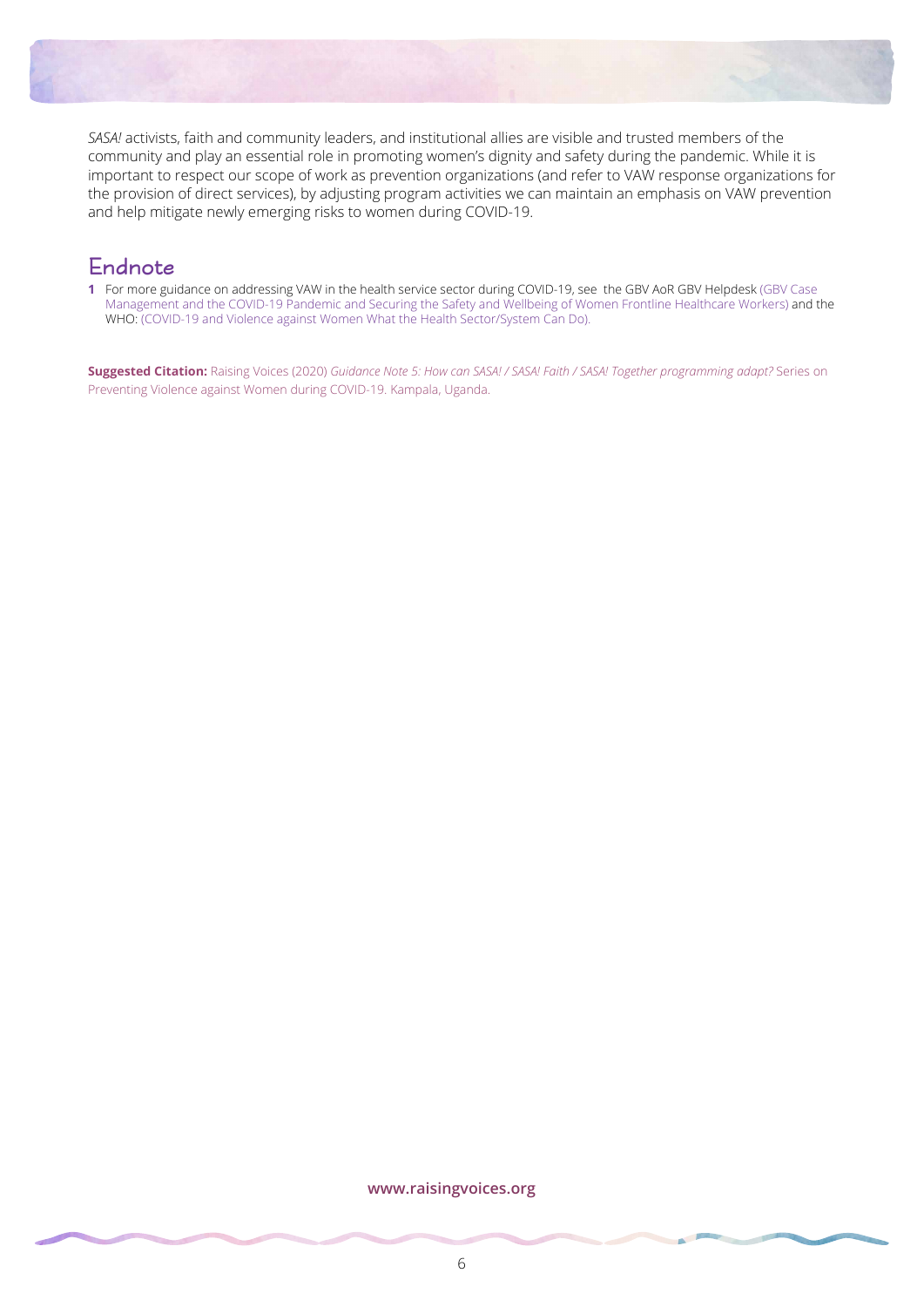*SASA!* activists, faith and community leaders, and institutional allies are visible and trusted members of the community and play an essential role in promoting women's dignity and safety during the pandemic. While it is important to respect our scope of work as prevention organizations (and refer to VAW response organizations for the provision of direct services), by adjusting program activities we can maintain an emphasis on VAW prevention and help mitigate newly emerging risks to women during COVID-19.

## Endnote

**1** For more guidance on addressing VAW in the health service sector during COVID-19, see the GBV AoR GBV Helpdesk (GBV Case Management and the COVID-19 Pandemic and Securing the Safety and Wellbeing of Women Frontline Healthcare Workers) and the WHO: (COVID-19 and Violence against Women What the Health Sector/System Can Do).

**Suggested Citation:** Raising Voices (2020) *Guidance Note 5: How can SASA! / SASA! Faith / SASA! Together programming adapt?* Series on Preventing Violence against Women during COVID-19. Kampala, Uganda.

**www.raisingvoices.org**